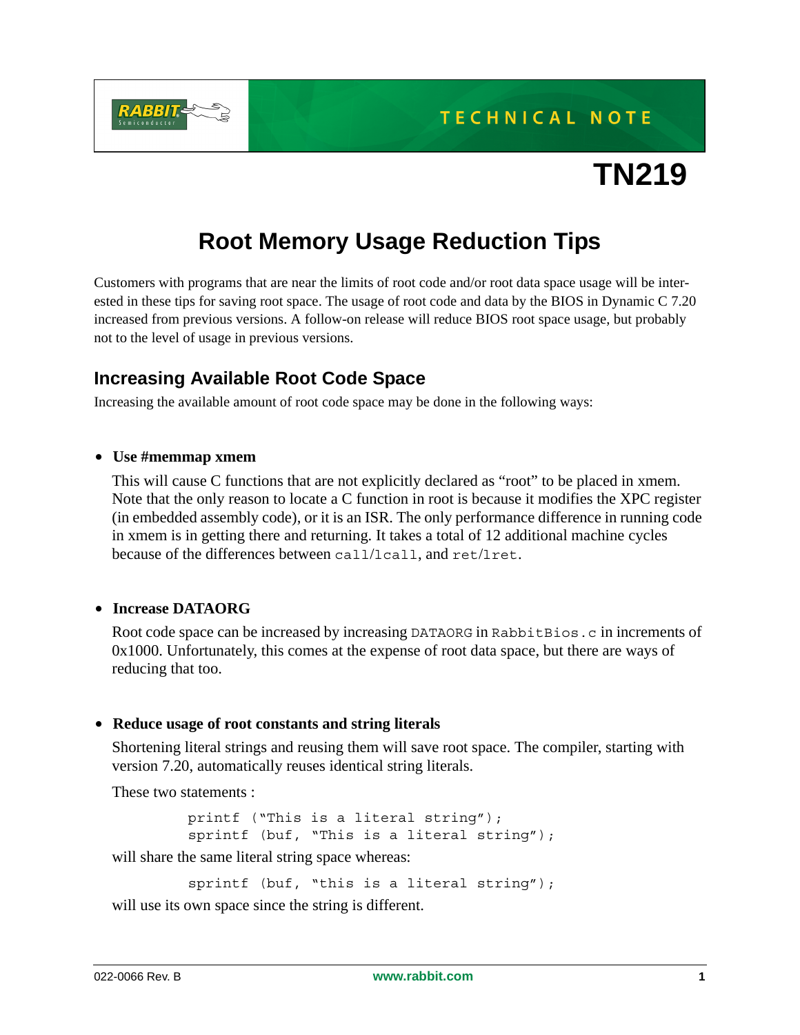TECHNICAL NOTE

# TN219

## Root Memory Usage Reduction Tips

Customers with programs that are near the limits of root code and/or root data space usage will be interested in these tips for saving root space. The usage of root code and data by the BIOS in Dynamic C 7.20 increased from previous versions. A follow-on release will reduce BIOS root space usage, but probably not to the level of usage in previous versions.

### Increasing Available Root Code Space

Increasing the available amount of root code space may be done in the following ways:

- **Use #memmap xmem**

  This will cause C functions that are not explicitly declared as "root" to be placed in xmem. Note that the only reason to locate a C function in root is because it modifies the XPC register (in embedded assembly code), or it is an ISR. The only performance difference in running code in xmem is in getting there and returning. It takes a total of 12 additional machine cycles because of the differences between `call`/`lcall`, and `ret`/`lret`.

- **Increase DATAORG**

  Root code space can be increased by increasing `DATAORG` in `RabbitBios.c` in increments of 0x1000. Unfortunately, this comes at the expense of root data space, but there are ways of reducing that too.

- **Reduce usage of root constants and string literals**

  Shortening literal strings and reusing them will save root space. The compiler, starting with version 7.20, automatically reuses identical string literals.

  These two statements :

  ```
  printf ("This is a literal string");
  sprintf (buf, "This is a literal string");
  ```

  will share the same literal string space whereas:

  ```
  sprintf (buf, "this is a literal string");
  ```

  will use its own space since the string is different.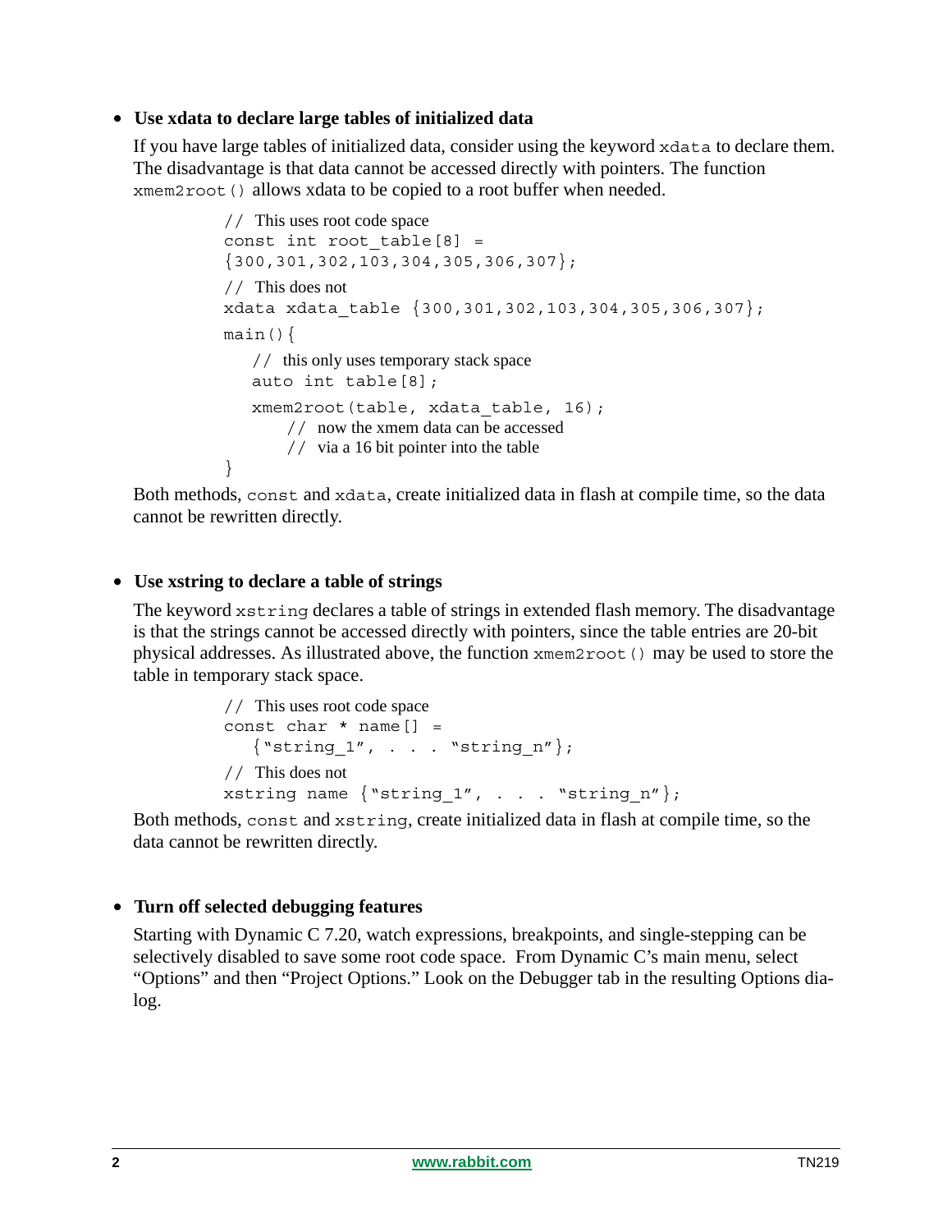- **Use xdata to declare large tables of initialized data**

  If you have large tables of initialized data, consider using the keyword `xdata` to declare them. The disadvantage is that data cannot be accessed directly with pointers. The function `xmem2root()` allows xdata to be copied to a root buffer when needed.

```
// This uses root code space
const int root_table[8] =
{300,301,302,103,304,305,306,307};
// This does not
xdata xdata_table {300,301,302,103,304,305,306,307};
main(){
   // this only uses temporary stack space
   auto int table[8];
   xmem2root(table, xdata_table, 16);
      // now the xmem data can be accessed
      // via a 16 bit pointer into the table
}
```

  Both methods, `const` and `xdata`, create initialized data in flash at compile time, so the data cannot be rewritten directly.

- **Use xstring to declare a table of strings**

  The keyword `xstring` declares a table of strings in extended flash memory. The disadvantage is that the strings cannot be accessed directly with pointers, since the table entries are 20-bit physical addresses. As illustrated above, the function `xmem2root()` may be used to store the table in temporary stack space.

```
// This uses root code space
const char * name[] =
   {"string_1", . . . "string_n"};
// This does not
xstring name {"string_1", . . . "string_n"};
```

  Both methods, `const` and `xstring`, create initialized data in flash at compile time, so the data cannot be rewritten directly.

- **Turn off selected debugging features**

  Starting with Dynamic C 7.20, watch expressions, breakpoints, and single-stepping can be selectively disabled to save some root code space. From Dynamic C's main menu, select "Options" and then "Project Options." Look on the Debugger tab in the resulting Options dialog.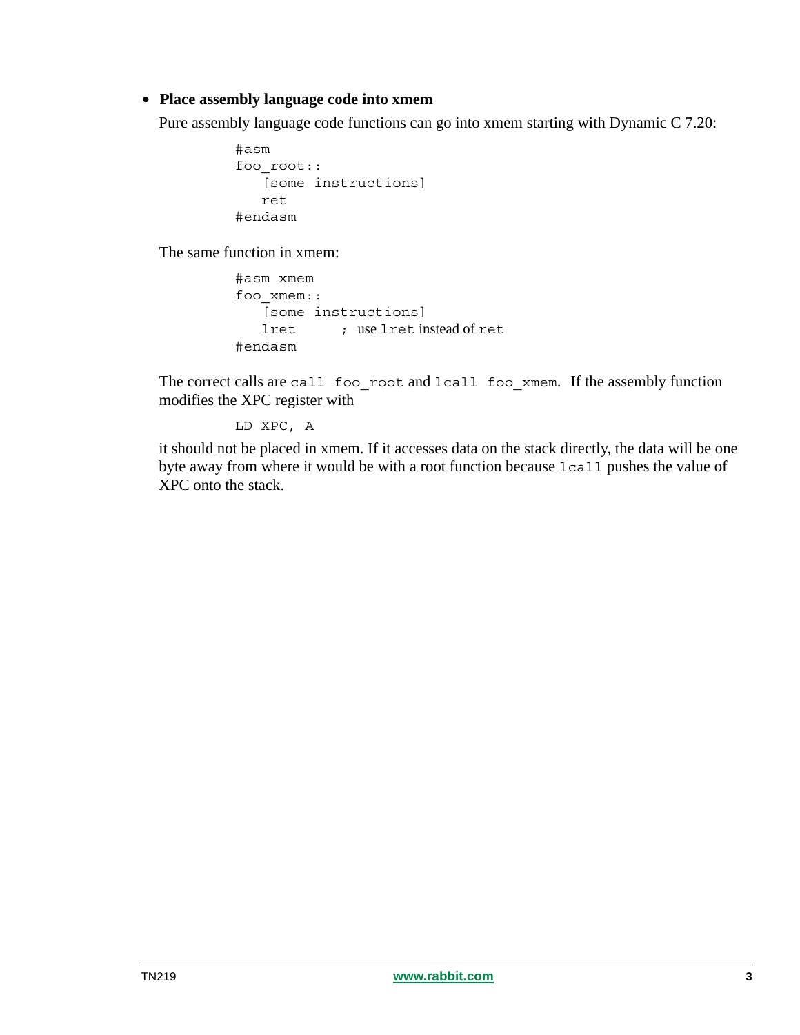- **Place assembly language code into xmem**

  Pure assembly language code functions can go into xmem starting with Dynamic C 7.20:

  ```
  #asm
  foo_root::
     [some instructions]
     ret
  #endasm
  ```

  The same function in xmem:

  ```
  #asm xmem
  foo_xmem::
     [some instructions]
     lret      ; use lret instead of ret
  #endasm
  ```

  The correct calls are `call foo_root` and `lcall foo_xmem`. If the assembly function modifies the XPC register with

  ```
  LD XPC, A
  ```

  it should not be placed in xmem. If it accesses data on the stack directly, the data will be one byte away from where it would be with a root function because `lcall` pushes the value of XPC onto the stack.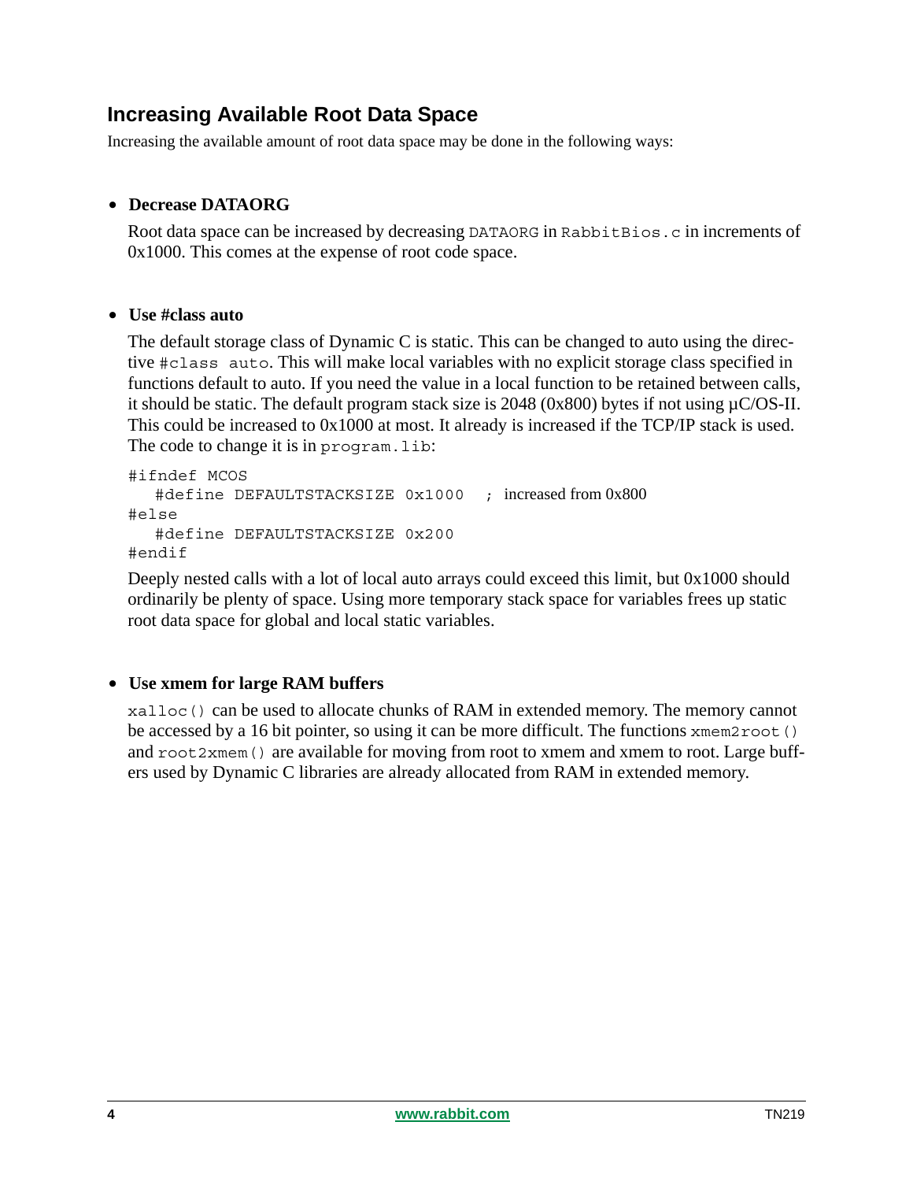## Increasing Available Root Data Space

Increasing the available amount of root data space may be done in the following ways:

- **Decrease DATAORG**

  Root data space can be increased by decreasing `DATAORG` in `RabbitBios.c` in increments of 0x1000. This comes at the expense of root code space.

- **Use #class auto**

  The default storage class of Dynamic C is static. This can be changed to auto using the directive `#class auto`. This will make local variables with no explicit storage class specified in functions default to auto. If you need the value in a local function to be retained between calls, it should be static. The default program stack size is 2048 (0x800) bytes if not using µC/OS-II. This could be increased to 0x1000 at most. It already is increased if the TCP/IP stack is used. The code to change it is in `program.lib`:

  ```
  #ifndef MCOS
     #define DEFAULTSTACKSIZE 0x1000   ; increased from 0x800
  #else
     #define DEFAULTSTACKSIZE 0x200
  #endif
  ```

  Deeply nested calls with a lot of local auto arrays could exceed this limit, but 0x1000 should ordinarily be plenty of space. Using more temporary stack space for variables frees up static root data space for global and local static variables.

- **Use xmem for large RAM buffers**

  `xalloc()` can be used to allocate chunks of RAM in extended memory. The memory cannot be accessed by a 16 bit pointer, so using it can be more difficult. The functions `xmem2root()` and `root2xmem()` are available for moving from root to xmem and xmem to root. Large buffers used by Dynamic C libraries are already allocated from RAM in extended memory.